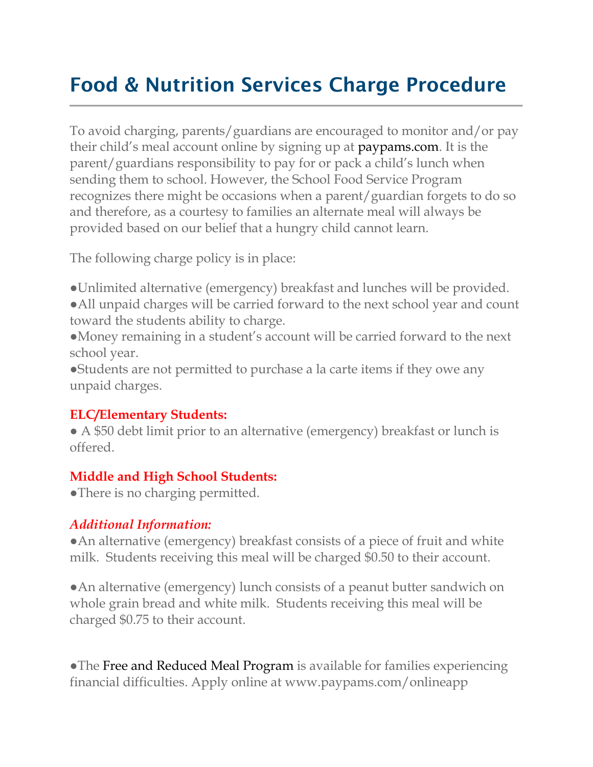# Food & Nutrition Services Charge Procedure

To avoid charging, parents/guardians are encouraged to monitor and/or pay their child's meal account online by signing up at paypams.com. It is the parent/guardians responsibility to pay for or pack a child's lunch when sending them to school. However, the School Food Service Program recognizes there might be occasions when a parent/guardian forgets to do so and therefore, as a courtesy to families an alternate meal will always be provided based on our belief that a hungry child cannot learn.

The following charge policy is in place:

- Unlimited alternative (emergency) breakfast and lunches will be provided.
- All unpaid charges will be carried forward to the next school year and count toward the students ability to charge.
- Money remaining in a student's account will be carried forward to the next school year.
- Students are not permitted to purchase a la carte items if they owe any unpaid charges.

**ELC/Elementary Students:**

- A $50 debt limit prior to an alternative (emergency) breakfast or lunch is offered.

**Middle and High School Students:**

- There is no charging permitted.

***Additional Information:***

- An alternative (emergency) breakfast consists of a piece of fruit and white milk. Students receiving this meal will be charged $0.50 to their account.

- An alternative (emergency) lunch consists of a peanut butter sandwich on whole grain bread and white milk. Students receiving this meal will be charged $0.75 to their account.

- The Free and Reduced Meal Program is available for families experiencing financial difficulties. Apply online at www.paypams.com/onlineapp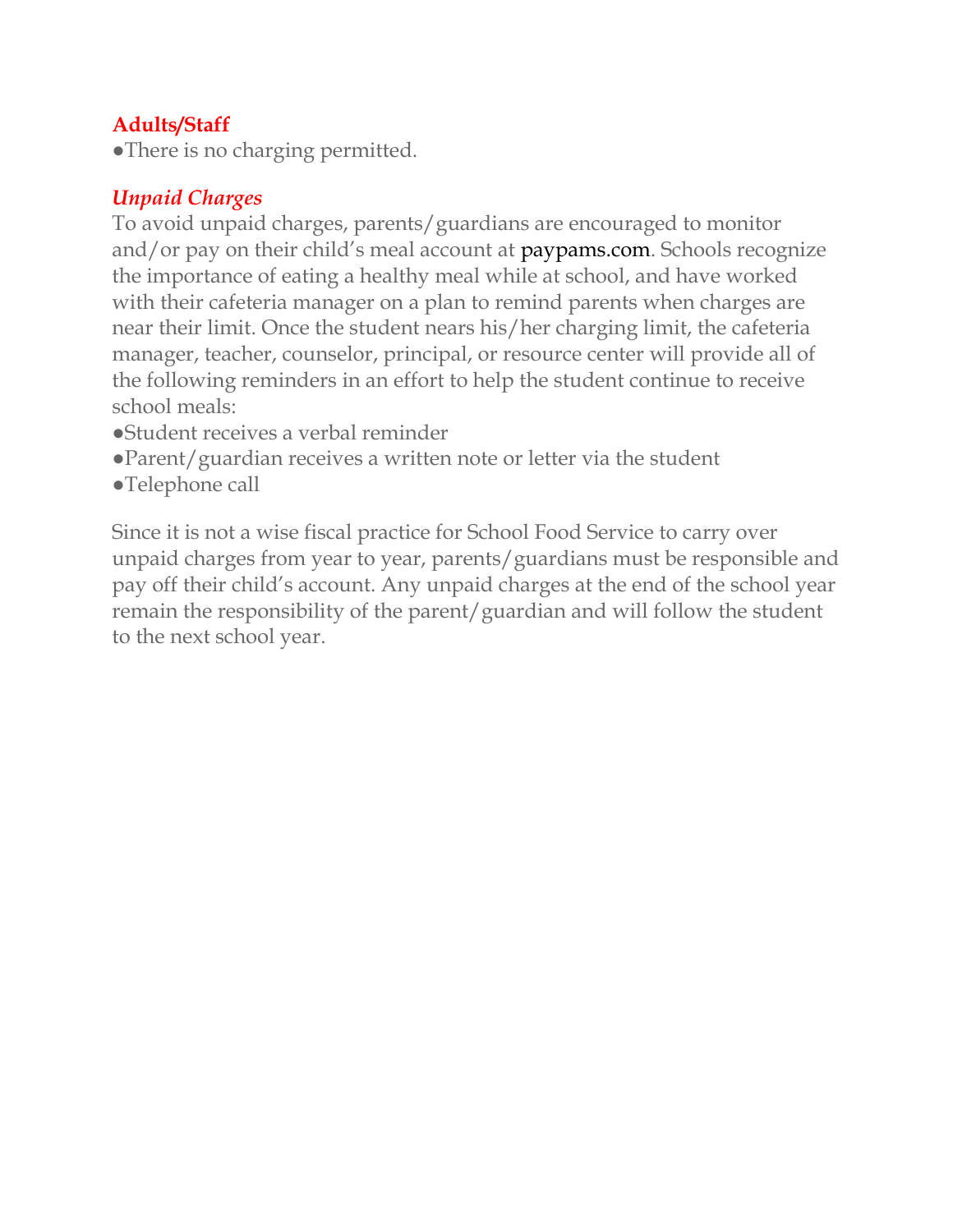**Adults/Staff**

- There is no charging permitted.

***Unpaid Charges***

To avoid unpaid charges, parents/guardians are encouraged to monitor and/or pay on their child's meal account at paypams.com. Schools recognize the importance of eating a healthy meal while at school, and have worked with their cafeteria manager on a plan to remind parents when charges are near their limit. Once the student nears his/her charging limit, the cafeteria manager, teacher, counselor, principal, or resource center will provide all of the following reminders in an effort to help the student continue to receive school meals:

- Student receives a verbal reminder
- Parent/guardian receives a written note or letter via the student
- Telephone call

Since it is not a wise fiscal practice for School Food Service to carry over unpaid charges from year to year, parents/guardians must be responsible and pay off their child's account. Any unpaid charges at the end of the school year remain the responsibility of the parent/guardian and will follow the student to the next school year.